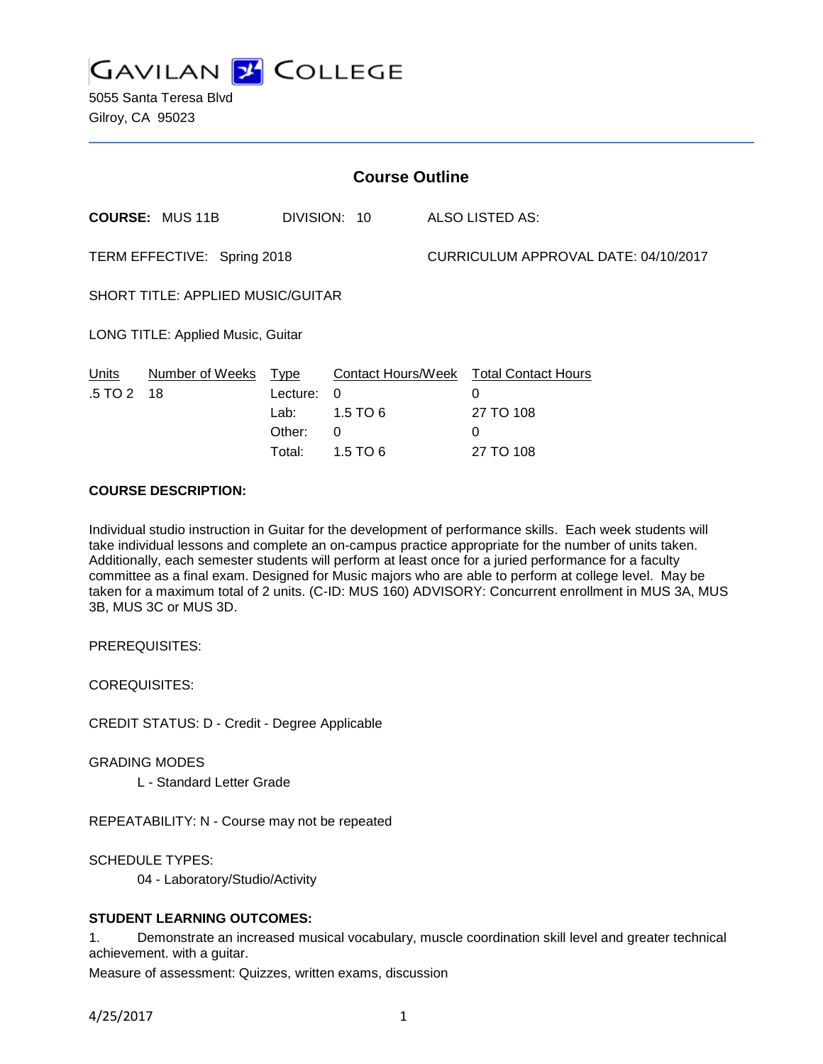# GAVILAN COLLEGE

5055 Santa Teresa Blvd
Gilroy, CA 95023

## Course Outline

**COURSE:** MUS 11B DIVISION: 10 ALSO LISTED AS:

TERM EFFECTIVE: Spring 2018 CURRICULUM APPROVAL DATE: 04/10/2017

SHORT TITLE: APPLIED MUSIC/GUITAR

LONG TITLE: Applied Music, Guitar

| Units | Number of Weeks | Type | Contact Hours/Week | Total Contact Hours |
|---|---|---|---|---|
| .5 TO 2 | 18 | Lecture: | 0 | 0 |
| | | Lab: | 1.5 TO 6 | 27 TO 108 |
| | | Other: | 0 | 0 |
| | | Total: | 1.5 TO 6 | 27 TO 108 |

**COURSE DESCRIPTION:**

Individual studio instruction in Guitar for the development of performance skills. Each week students will take individual lessons and complete an on-campus practice appropriate for the number of units taken. Additionally, each semester students will perform at least once for a juried performance for a faculty committee as a final exam. Designed for Music majors who are able to perform at college level. May be taken for a maximum total of 2 units. (C-ID: MUS 160) ADVISORY: Concurrent enrollment in MUS 3A, MUS 3B, MUS 3C or MUS 3D.

PREREQUISITES:

COREQUISITES:

CREDIT STATUS: D - Credit - Degree Applicable

GRADING MODES

L - Standard Letter Grade

REPEATABILITY: N - Course may not be repeated

SCHEDULE TYPES:

04 - Laboratory/Studio/Activity

**STUDENT LEARNING OUTCOMES:**

1. Demonstrate an increased musical vocabulary, muscle coordination skill level and greater technical achievement. with a guitar.

Measure of assessment: Quizzes, written exams, discussion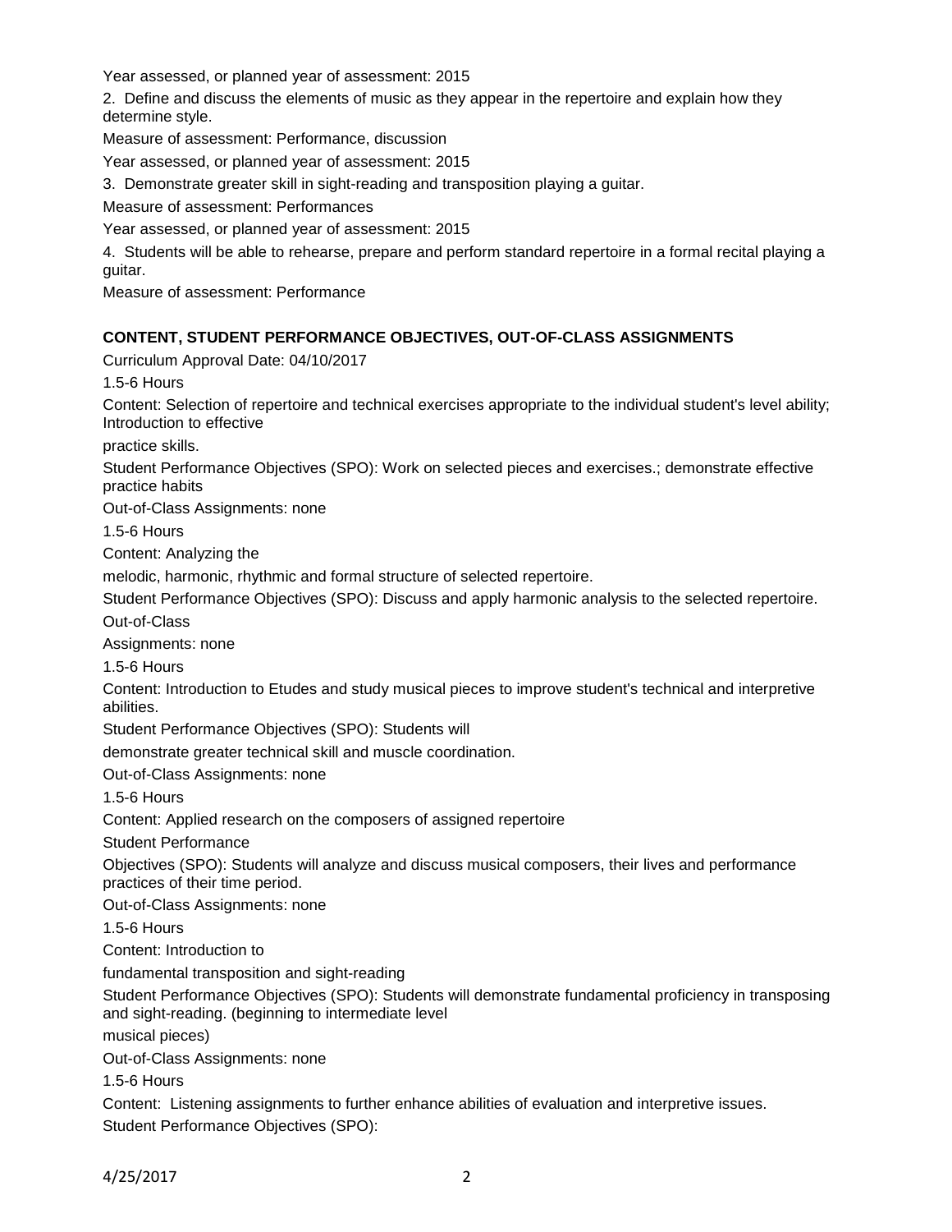Year assessed, or planned year of assessment: 2015

2. Define and discuss the elements of music as they appear in the repertoire and explain how they determine style.

Measure of assessment: Performance, discussion

Year assessed, or planned year of assessment: 2015

3. Demonstrate greater skill in sight-reading and transposition playing a guitar.

Measure of assessment: Performances

Year assessed, or planned year of assessment: 2015

4. Students will be able to rehearse, prepare and perform standard repertoire in a formal recital playing a guitar.

Measure of assessment: Performance

**CONTENT, STUDENT PERFORMANCE OBJECTIVES, OUT-OF-CLASS ASSIGNMENTS**

Curriculum Approval Date: 04/10/2017

1.5-6 Hours

Content: Selection of repertoire and technical exercises appropriate to the individual student's level ability; Introduction to effective practice skills.

Student Performance Objectives (SPO): Work on selected pieces and exercises.; demonstrate effective practice habits

Out-of-Class Assignments: none

1.5-6 Hours

Content: Analyzing the melodic, harmonic, rhythmic and formal structure of selected repertoire.

Student Performance Objectives (SPO): Discuss and apply harmonic analysis to the selected repertoire.

Out-of-Class Assignments: none

1.5-6 Hours

Content: Introduction to Etudes and study musical pieces to improve student's technical and interpretive abilities.

Student Performance Objectives (SPO): Students will demonstrate greater technical skill and muscle coordination.

Out-of-Class Assignments: none

1.5-6 Hours

Content: Applied research on the composers of assigned repertoire

Student Performance Objectives (SPO): Students will analyze and discuss musical composers, their lives and performance practices of their time period.

Out-of-Class Assignments: none

1.5-6 Hours

Content: Introduction to fundamental transposition and sight-reading

Student Performance Objectives (SPO): Students will demonstrate fundamental proficiency in transposing and sight-reading. (beginning to intermediate level musical pieces)

Out-of-Class Assignments: none

1.5-6 Hours

Content: Listening assignments to further enhance abilities of evaluation and interpretive issues.

Student Performance Objectives (SPO):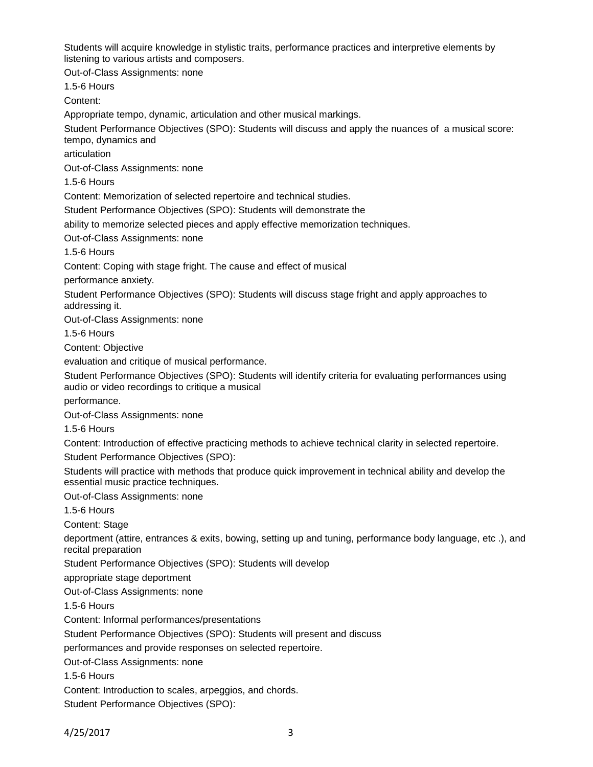Students will acquire knowledge in stylistic traits, performance practices and interpretive elements by listening to various artists and composers.

Out-of-Class Assignments: none

1.5-6 Hours

Content:

Appropriate tempo, dynamic, articulation and other musical markings.

Student Performance Objectives (SPO): Students will discuss and apply the nuances of a musical score: tempo, dynamics and articulation

Out-of-Class Assignments: none

1.5-6 Hours

Content: Memorization of selected repertoire and technical studies.

Student Performance Objectives (SPO): Students will demonstrate the ability to memorize selected pieces and apply effective memorization techniques.

Out-of-Class Assignments: none

1.5-6 Hours

Content: Coping with stage fright. The cause and effect of musical performance anxiety.

Student Performance Objectives (SPO): Students will discuss stage fright and apply approaches to addressing it.

Out-of-Class Assignments: none

1.5-6 Hours

Content: Objective evaluation and critique of musical performance.

Student Performance Objectives (SPO): Students will identify criteria for evaluating performances using audio or video recordings to critique a musical performance.

Out-of-Class Assignments: none

1.5-6 Hours

Content: Introduction of effective practicing methods to achieve technical clarity in selected repertoire.

Student Performance Objectives (SPO):

Students will practice with methods that produce quick improvement in technical ability and develop the essential music practice techniques.

Out-of-Class Assignments: none

1.5-6 Hours

Content: Stage deportment (attire, entrances & exits, bowing, setting up and tuning, performance body language, etc .), and recital preparation

Student Performance Objectives (SPO): Students will develop appropriate stage deportment

Out-of-Class Assignments: none

1.5-6 Hours

Content: Informal performances/presentations

Student Performance Objectives (SPO): Students will present and discuss performances and provide responses on selected repertoire.

Out-of-Class Assignments: none

1.5-6 Hours

Content: Introduction to scales, arpeggios, and chords.

Student Performance Objectives (SPO):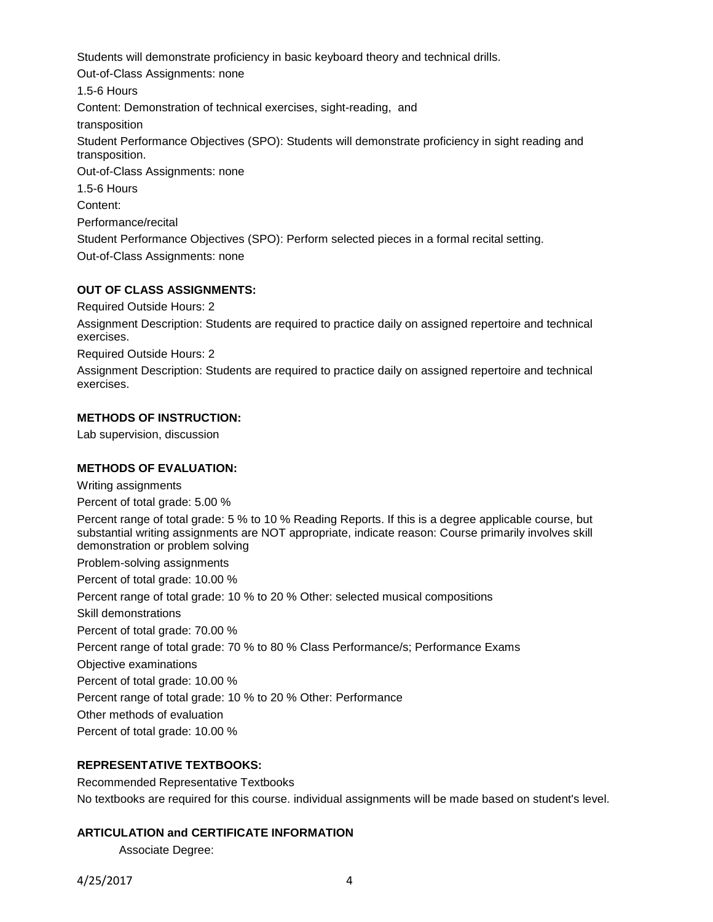Students will demonstrate proficiency in basic keyboard theory and technical drills.

Out-of-Class Assignments: none

1.5-6 Hours

Content: Demonstration of technical exercises, sight-reading, and

transposition

Student Performance Objectives (SPO): Students will demonstrate proficiency in sight reading and transposition.

Out-of-Class Assignments: none

1.5-6 Hours

Content:

Performance/recital

Student Performance Objectives (SPO): Perform selected pieces in a formal recital setting.

Out-of-Class Assignments: none

## OUT OF CLASS ASSIGNMENTS:

Required Outside Hours: 2

Assignment Description: Students are required to practice daily on assigned repertoire and technical exercises.

Required Outside Hours: 2

Assignment Description: Students are required to practice daily on assigned repertoire and technical exercises.

## METHODS OF INSTRUCTION:

Lab supervision, discussion

## METHODS OF EVALUATION:

Writing assignments

Percent of total grade: 5.00 %

Percent range of total grade: 5 % to 10 % Reading Reports. If this is a degree applicable course, but substantial writing assignments are NOT appropriate, indicate reason: Course primarily involves skill demonstration or problem solving

Problem-solving assignments

Percent of total grade: 10.00 %

Percent range of total grade: 10 % to 20 % Other: selected musical compositions

Skill demonstrations

Percent of total grade: 70.00 %

Percent range of total grade: 70 % to 80 % Class Performance/s; Performance Exams

Objective examinations

Percent of total grade: 10.00 %

Percent range of total grade: 10 % to 20 % Other: Performance

Other methods of evaluation

Percent of total grade: 10.00 %

## REPRESENTATIVE TEXTBOOKS:

Recommended Representative Textbooks

No textbooks are required for this course. individual assignments will be made based on student's level.

## ARTICULATION and CERTIFICATE INFORMATION

Associate Degree: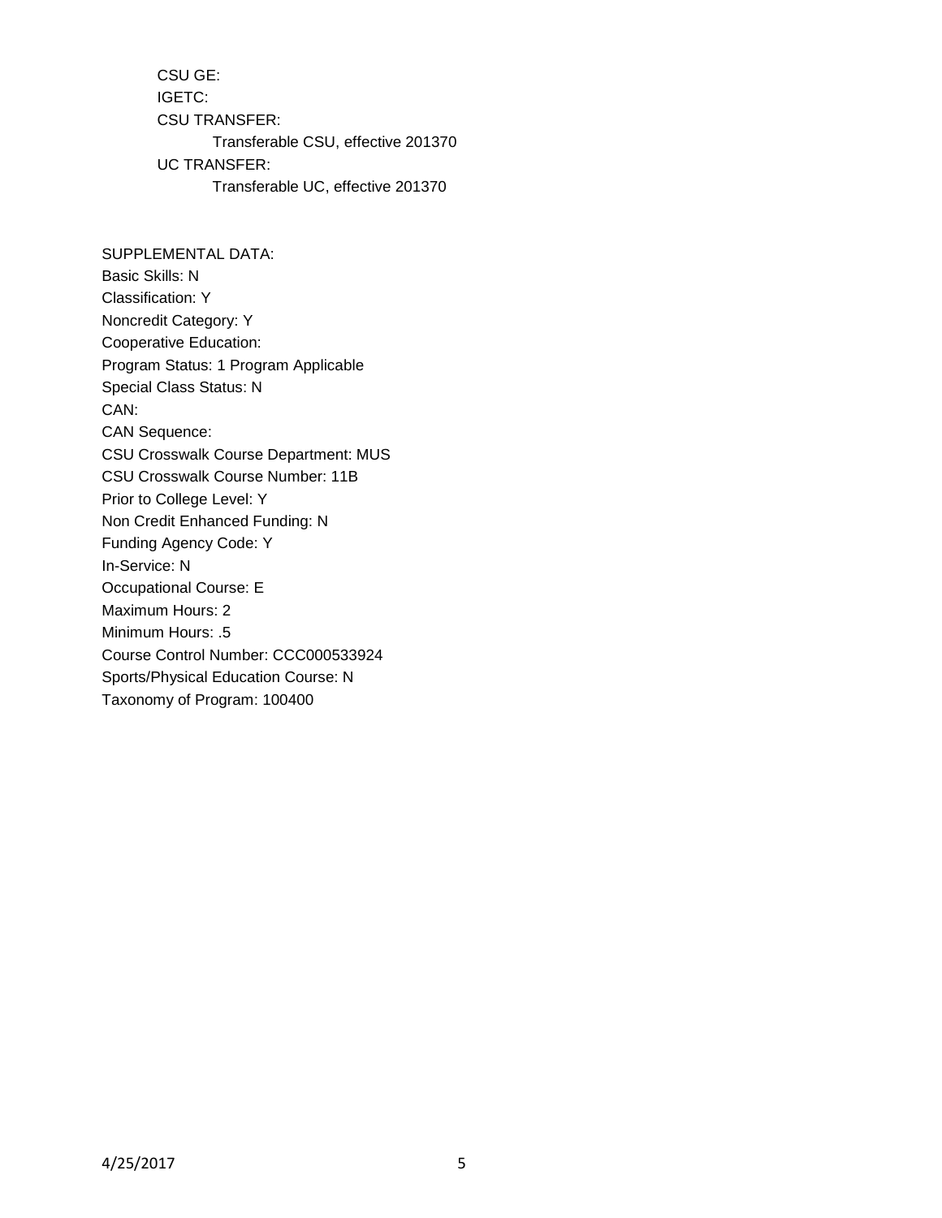CSU GE:

IGETC:

CSU TRANSFER:

Transferable CSU, effective 201370

UC TRANSFER:

Transferable UC, effective 201370

SUPPLEMENTAL DATA:

Basic Skills: N

Classification: Y

Noncredit Category: Y

Cooperative Education:

Program Status: 1 Program Applicable

Special Class Status: N

CAN:

CAN Sequence:

CSU Crosswalk Course Department: MUS

CSU Crosswalk Course Number: 11B

Prior to College Level: Y

Non Credit Enhanced Funding: N

Funding Agency Code: Y

In-Service: N

Occupational Course: E

Maximum Hours: 2

Minimum Hours: .5

Course Control Number: CCC000533924

Sports/Physical Education Course: N

Taxonomy of Program: 100400